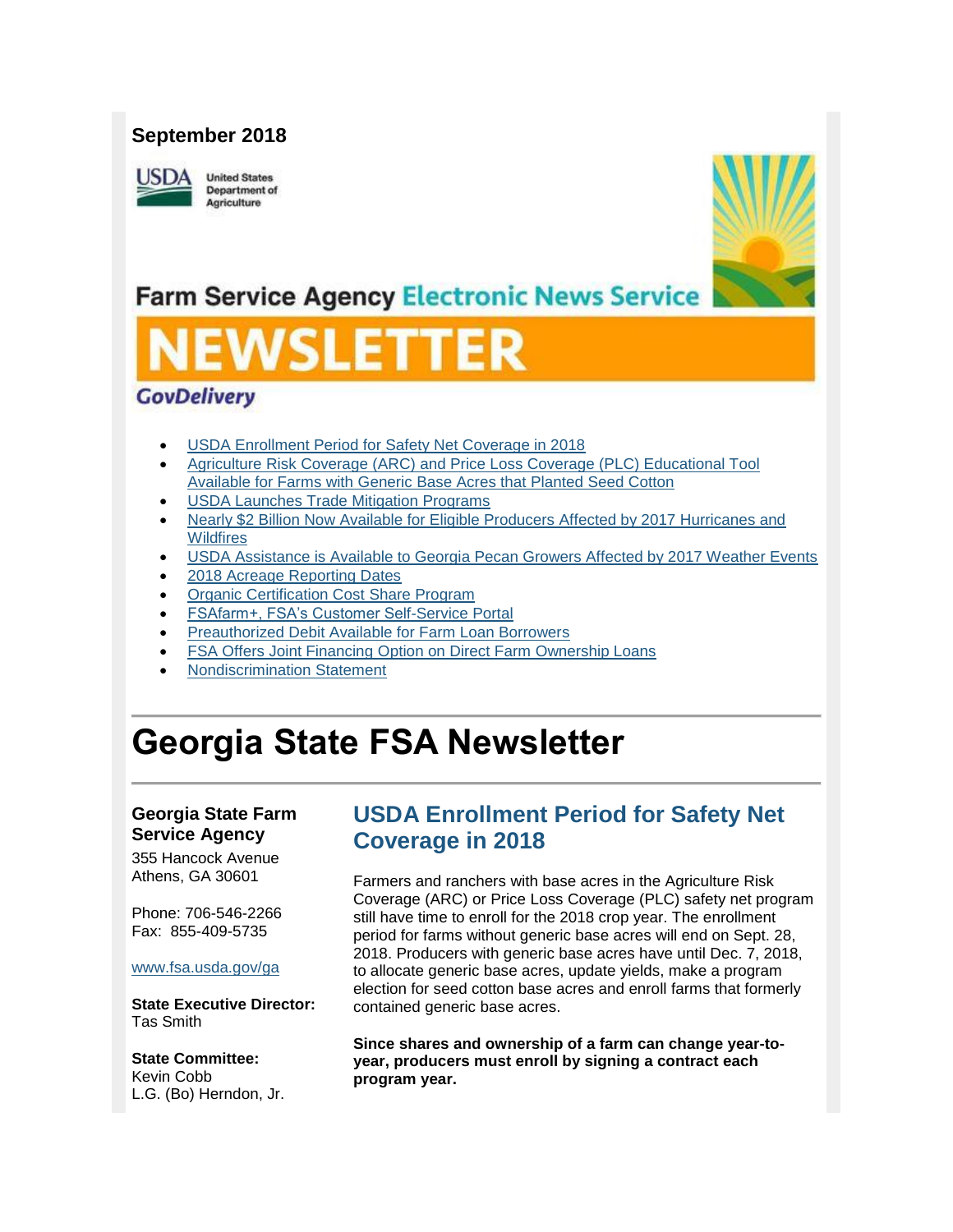**September 2018**

United States Department of Agriculture

Farm Service Agency Electronic News Service

NEWSLETTER

GovDelivery

- USDA Enrollment Period for Safety Net Coverage in 2018
- Agriculture Risk Coverage (ARC) and Price Loss Coverage (PLC) Educational Tool Available for Farms with Generic Base Acres that Planted Seed Cotton
- USDA Launches Trade Mitigation Programs
- Nearly $2 Billion Now Available for Eligible Producers Affected by 2017 Hurricanes and Wildfires
- USDA Assistance is Available to Georgia Pecan Growers Affected by 2017 Weather Events
- 2018 Acreage Reporting Dates
- Organic Certification Cost Share Program
- FSAfarm+, FSA's Customer Self-Service Portal
- Preauthorized Debit Available for Farm Loan Borrowers
- FSA Offers Joint Financing Option on Direct Farm Ownership Loans
- Nondiscrimination Statement

# Georgia State FSA Newsletter

**Georgia State Farm Service Agency**

355 Hancock Avenue
Athens, GA 30601

Phone: 706-546-2266
Fax: 855-409-5735

www.fsa.usda.gov/ga

**State Executive Director:**
Tas Smith

**State Committee:**
Kevin Cobb
L.G. (Bo) Herndon, Jr.

## USDA Enrollment Period for Safety Net Coverage in 2018

Farmers and ranchers with base acres in the Agriculture Risk Coverage (ARC) or Price Loss Coverage (PLC) safety net program still have time to enroll for the 2018 crop year. The enrollment period for farms without generic base acres will end on Sept. 28, 2018. Producers with generic base acres have until Dec. 7, 2018, to allocate generic base acres, update yields, make a program election for seed cotton base acres and enroll farms that formerly contained generic base acres.

**Since shares and ownership of a farm can change year-to-year, producers must enroll by signing a contract each program year.**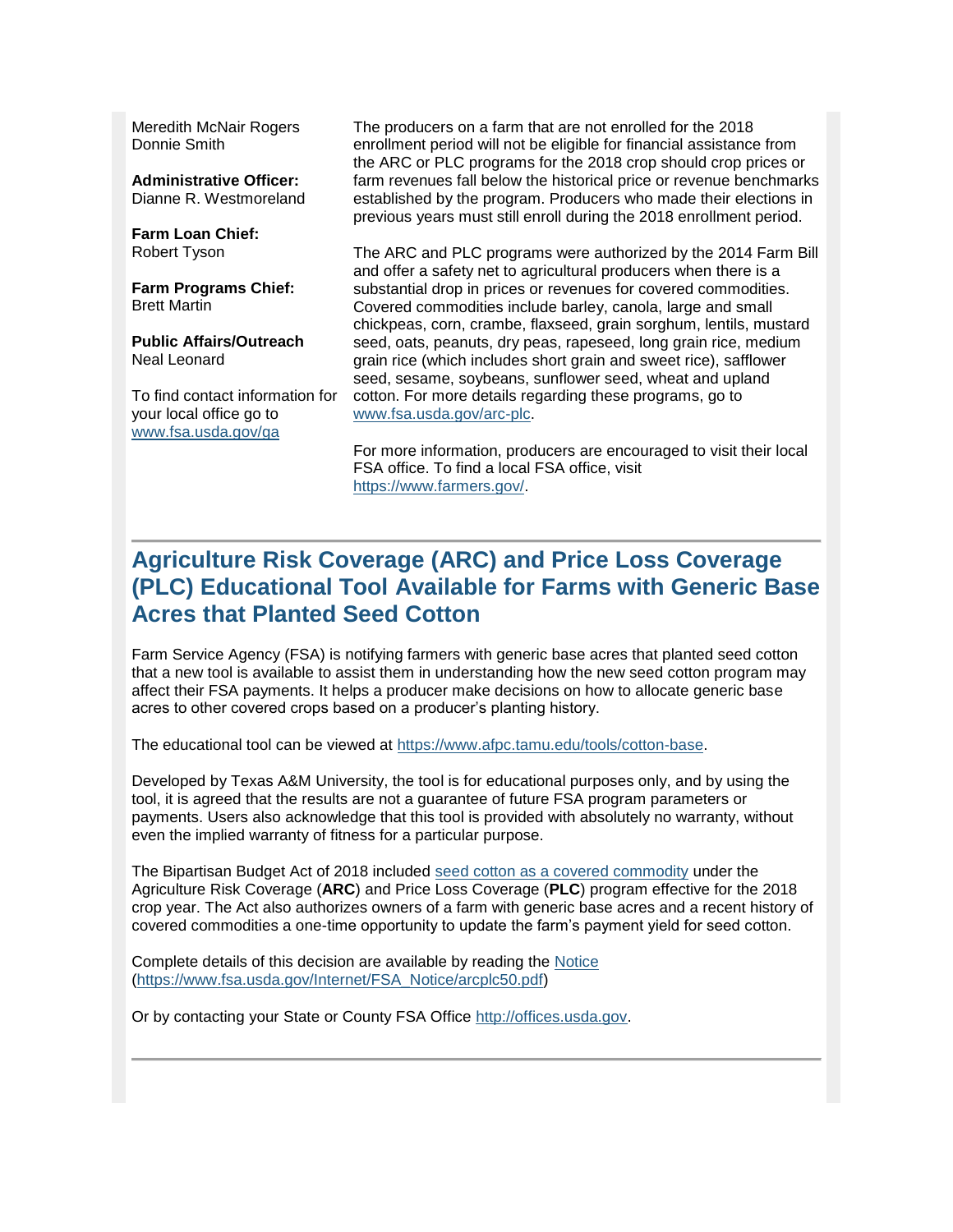Meredith McNair Rogers
Donnie Smith

**Administrative Officer:**
Dianne R. Westmoreland

**Farm Loan Chief:**
Robert Tyson

**Farm Programs Chief:**
Brett Martin

**Public Affairs/Outreach**
Neal Leonard

To find contact information for your local office go to [www.fsa.usda.gov/ga](www.fsa.usda.gov/ga)

The producers on a farm that are not enrolled for the 2018 enrollment period will not be eligible for financial assistance from the ARC or PLC programs for the 2018 crop should crop prices or farm revenues fall below the historical price or revenue benchmarks established by the program. Producers who made their elections in previous years must still enroll during the 2018 enrollment period.

The ARC and PLC programs were authorized by the 2014 Farm Bill and offer a safety net to agricultural producers when there is a substantial drop in prices or revenues for covered commodities. Covered commodities include barley, canola, large and small chickpeas, corn, crambe, flaxseed, grain sorghum, lentils, mustard seed, oats, peanuts, dry peas, rapeseed, long grain rice, medium grain rice (which includes short grain and sweet rice), safflower seed, sesame, soybeans, sunflower seed, wheat and upland cotton. For more details regarding these programs, go to [www.fsa.usda.gov/arc-plc](www.fsa.usda.gov/arc-plc).

For more information, producers are encouraged to visit their local FSA office. To find a local FSA office, visit [https://www.farmers.gov/](https://www.farmers.gov/).

## Agriculture Risk Coverage (ARC) and Price Loss Coverage (PLC) Educational Tool Available for Farms with Generic Base Acres that Planted Seed Cotton

Farm Service Agency (FSA) is notifying farmers with generic base acres that planted seed cotton that a new tool is available to assist them in understanding how the new seed cotton program may affect their FSA payments. It helps a producer make decisions on how to allocate generic base acres to other covered crops based on a producer's planting history.

The educational tool can be viewed at [https://www.afpc.tamu.edu/tools/cotton-base](https://www.afpc.tamu.edu/tools/cotton-base).

Developed by Texas A&M University, the tool is for educational purposes only, and by using the tool, it is agreed that the results are not a guarantee of future FSA program parameters or payments. Users also acknowledge that this tool is provided with absolutely no warranty, without even the implied warranty of fitness for a particular purpose.

The Bipartisan Budget Act of 2018 included seed cotton as a covered commodity under the Agriculture Risk Coverage (**ARC**) and Price Loss Coverage (**PLC**) program effective for the 2018 crop year. The Act also authorizes owners of a farm with generic base acres and a recent history of covered commodities a one-time opportunity to update the farm's payment yield for seed cotton.

Complete details of this decision are available by reading the Notice ([https://www.fsa.usda.gov/Internet/FSA_Notice/arcplc50.pdf](https://www.fsa.usda.gov/Internet/FSA_Notice/arcplc50.pdf))

Or by contacting your State or County FSA Office [http://offices.usda.gov](http://offices.usda.gov).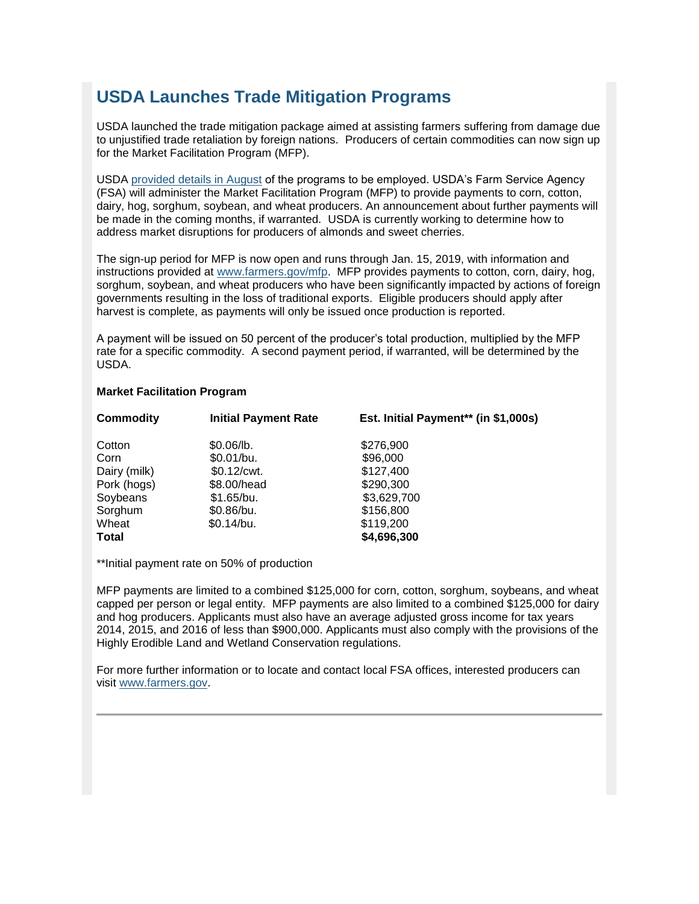## USDA Launches Trade Mitigation Programs

USDA launched the trade mitigation package aimed at assisting farmers suffering from damage due to unjustified trade retaliation by foreign nations. Producers of certain commodities can now sign up for the Market Facilitation Program (MFP).

USDA provided details in August of the programs to be employed. USDA's Farm Service Agency (FSA) will administer the Market Facilitation Program (MFP) to provide payments to corn, cotton, dairy, hog, sorghum, soybean, and wheat producers. An announcement about further payments will be made in the coming months, if warranted. USDA is currently working to determine how to address market disruptions for producers of almonds and sweet cherries.

The sign-up period for MFP is now open and runs through Jan. 15, 2019, with information and instructions provided at www.farmers.gov/mfp. MFP provides payments to cotton, corn, dairy, hog, sorghum, soybean, and wheat producers who have been significantly impacted by actions of foreign governments resulting in the loss of traditional exports. Eligible producers should apply after harvest is complete, as payments will only be issued once production is reported.

A payment will be issued on 50 percent of the producer's total production, multiplied by the MFP rate for a specific commodity. A second payment period, if warranted, will be determined by the USDA.

**Market Facilitation Program**

| Commodity | Initial Payment Rate | Est. Initial Payment** (in $1,000s) |
|---|---|---|
| Cotton | $0.06/lb. | $276,900 |
| Corn | $0.01/bu. | $96,000 |
| Dairy (milk) | $0.12/cwt. | $127,400 |
| Pork (hogs) | $8.00/head | $290,300 |
| Soybeans | $1.65/bu. | $3,629,700 |
| Sorghum | $0.86/bu. | $156,800 |
| Wheat | $0.14/bu. | $119,200 |
| **Total** | | **$4,696,300** |

**Initial payment rate on 50% of production

MFP payments are limited to a combined $125,000 for corn, cotton, sorghum, soybeans, and wheat capped per person or legal entity. MFP payments are also limited to a combined $125,000 for dairy and hog producers. Applicants must also have an average adjusted gross income for tax years 2014, 2015, and 2016 of less than $900,000. Applicants must also comply with the provisions of the Highly Erodible Land and Wetland Conservation regulations.

For more further information or to locate and contact local FSA offices, interested producers can visit www.farmers.gov.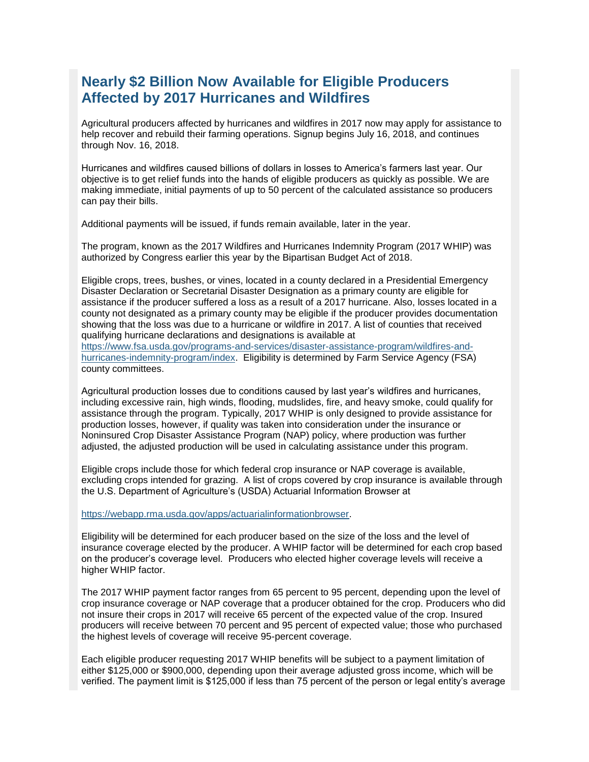## Nearly $2 Billion Now Available for Eligible Producers Affected by 2017 Hurricanes and Wildfires

Agricultural producers affected by hurricanes and wildfires in 2017 now may apply for assistance to help recover and rebuild their farming operations. Signup begins July 16, 2018, and continues through Nov. 16, 2018.

Hurricanes and wildfires caused billions of dollars in losses to America's farmers last year. Our objective is to get relief funds into the hands of eligible producers as quickly as possible. We are making immediate, initial payments of up to 50 percent of the calculated assistance so producers can pay their bills.

Additional payments will be issued, if funds remain available, later in the year.

The program, known as the 2017 Wildfires and Hurricanes Indemnity Program (2017 WHIP) was authorized by Congress earlier this year by the Bipartisan Budget Act of 2018.

Eligible crops, trees, bushes, or vines, located in a county declared in a Presidential Emergency Disaster Declaration or Secretarial Disaster Designation as a primary county are eligible for assistance if the producer suffered a loss as a result of a 2017 hurricane. Also, losses located in a county not designated as a primary county may be eligible if the producer provides documentation showing that the loss was due to a hurricane or wildfire in 2017. A list of counties that received qualifying hurricane declarations and designations is available at [https://www.fsa.usda.gov/programs-and-services/disaster-assistance-program/wildfires-and-hurricanes-indemnity-program/index](https://www.fsa.usda.gov/programs-and-services/disaster-assistance-program/wildfires-and-hurricanes-indemnity-program/index). Eligibility is determined by Farm Service Agency (FSA) county committees.

Agricultural production losses due to conditions caused by last year's wildfires and hurricanes, including excessive rain, high winds, flooding, mudslides, fire, and heavy smoke, could qualify for assistance through the program. Typically, 2017 WHIP is only designed to provide assistance for production losses, however, if quality was taken into consideration under the insurance or Noninsured Crop Disaster Assistance Program (NAP) policy, where production was further adjusted, the adjusted production will be used in calculating assistance under this program.

Eligible crops include those for which federal crop insurance or NAP coverage is available, excluding crops intended for grazing. A list of crops covered by crop insurance is available through the U.S. Department of Agriculture's (USDA) Actuarial Information Browser at

[https://webapp.rma.usda.gov/apps/actuarialinformationbrowser](https://webapp.rma.usda.gov/apps/actuarialinformationbrowser).

Eligibility will be determined for each producer based on the size of the loss and the level of insurance coverage elected by the producer. A WHIP factor will be determined for each crop based on the producer's coverage level. Producers who elected higher coverage levels will receive a higher WHIP factor.

The 2017 WHIP payment factor ranges from 65 percent to 95 percent, depending upon the level of crop insurance coverage or NAP coverage that a producer obtained for the crop. Producers who did not insure their crops in 2017 will receive 65 percent of the expected value of the crop. Insured producers will receive between 70 percent and 95 percent of expected value; those who purchased the highest levels of coverage will receive 95-percent coverage.

Each eligible producer requesting 2017 WHIP benefits will be subject to a payment limitation of either $125,000 or $900,000, depending upon their average adjusted gross income, which will be verified. The payment limit is $125,000 if less than 75 percent of the person or legal entity's average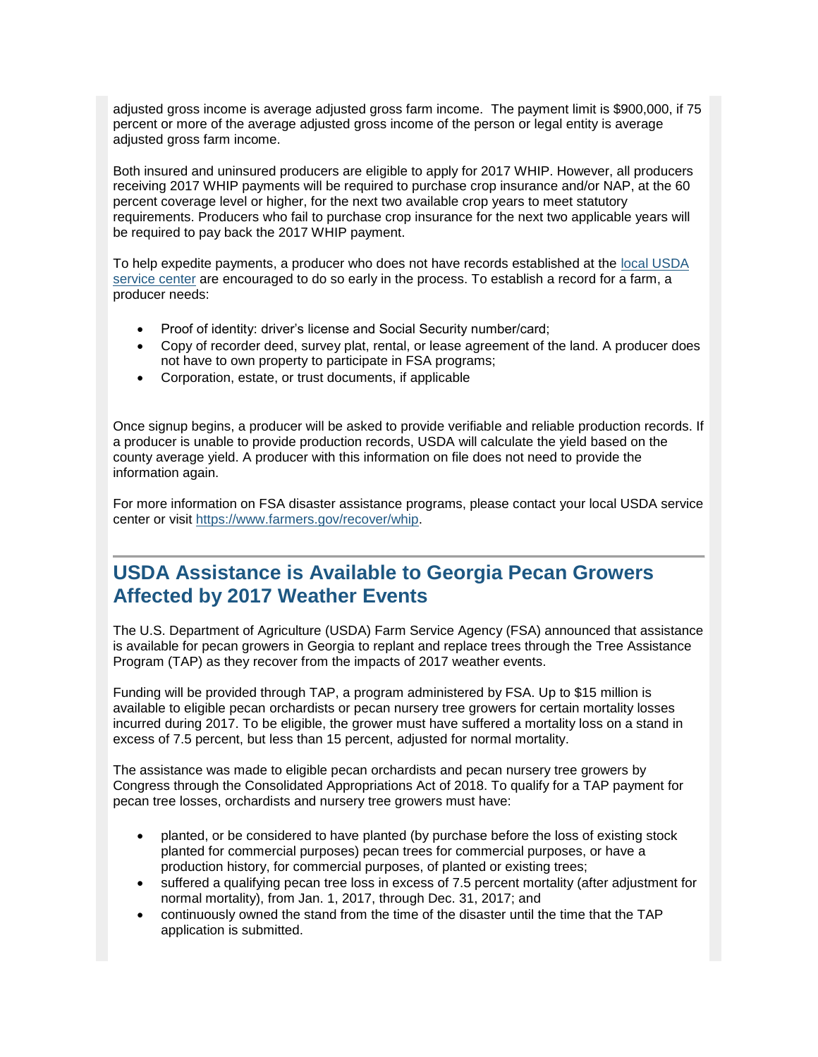adjusted gross income is average adjusted gross farm income. The payment limit is $900,000, if 75 percent or more of the average adjusted gross income of the person or legal entity is average adjusted gross farm income.

Both insured and uninsured producers are eligible to apply for 2017 WHIP. However, all producers receiving 2017 WHIP payments will be required to purchase crop insurance and/or NAP, at the 60 percent coverage level or higher, for the next two available crop years to meet statutory requirements. Producers who fail to purchase crop insurance for the next two applicable years will be required to pay back the 2017 WHIP payment.

To help expedite payments, a producer who does not have records established at the [local USDA service center](#) are encouraged to do so early in the process. To establish a record for a farm, a producer needs:

- Proof of identity: driver's license and Social Security number/card;
- Copy of recorder deed, survey plat, rental, or lease agreement of the land. A producer does not have to own property to participate in FSA programs;
- Corporation, estate, or trust documents, if applicable

Once signup begins, a producer will be asked to provide verifiable and reliable production records. If a producer is unable to provide production records, USDA will calculate the yield based on the county average yield. A producer with this information on file does not need to provide the information again.

For more information on FSA disaster assistance programs, please contact your local USDA service center or visit [https://www.farmers.gov/recover/whip](https://www.farmers.gov/recover/whip).

## USDA Assistance is Available to Georgia Pecan Growers Affected by 2017 Weather Events

The U.S. Department of Agriculture (USDA) Farm Service Agency (FSA) announced that assistance is available for pecan growers in Georgia to replant and replace trees through the Tree Assistance Program (TAP) as they recover from the impacts of 2017 weather events.

Funding will be provided through TAP, a program administered by FSA. Up to $15 million is available to eligible pecan orchardists or pecan nursery tree growers for certain mortality losses incurred during 2017. To be eligible, the grower must have suffered a mortality loss on a stand in excess of 7.5 percent, but less than 15 percent, adjusted for normal mortality.

The assistance was made to eligible pecan orchardists and pecan nursery tree growers by Congress through the Consolidated Appropriations Act of 2018. To qualify for a TAP payment for pecan tree losses, orchardists and nursery tree growers must have:

- planted, or be considered to have planted (by purchase before the loss of existing stock planted for commercial purposes) pecan trees for commercial purposes, or have a production history, for commercial purposes, of planted or existing trees;
- suffered a qualifying pecan tree loss in excess of 7.5 percent mortality (after adjustment for normal mortality), from Jan. 1, 2017, through Dec. 31, 2017; and
- continuously owned the stand from the time of the disaster until the time that the TAP application is submitted.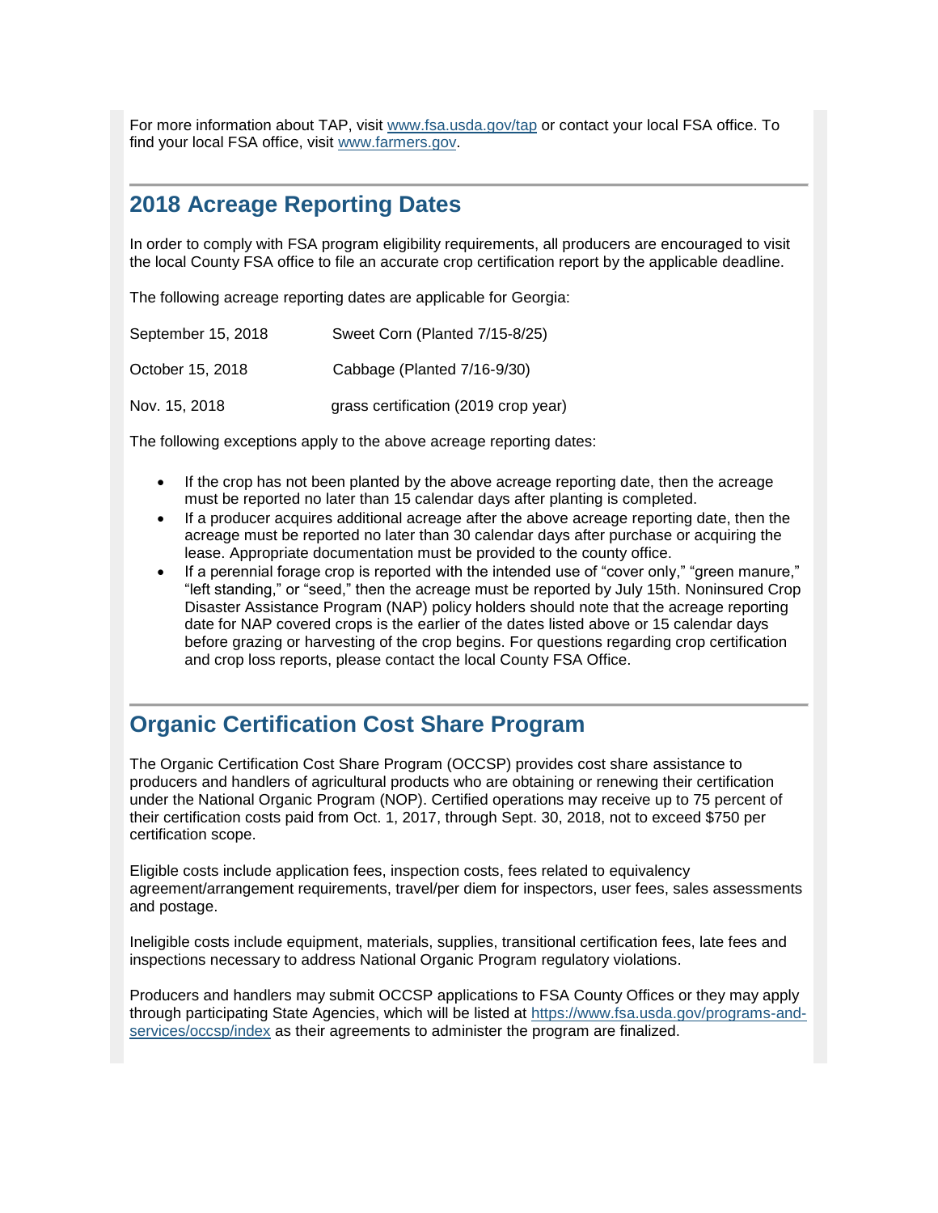For more information about TAP, visit [www.fsa.usda.gov/tap](www.fsa.usda.gov/tap) or contact your local FSA office. To find your local FSA office, visit [www.farmers.gov](www.farmers.gov).

## 2018 Acreage Reporting Dates

In order to comply with FSA program eligibility requirements, all producers are encouraged to visit the local County FSA office to file an accurate crop certification report by the applicable deadline.

The following acreage reporting dates are applicable for Georgia:

| | |
|---|---|
| September 15, 2018 | Sweet Corn (Planted 7/15-8/25) |
| October 15, 2018 | Cabbage (Planted 7/16-9/30) |
| Nov. 15, 2018 | grass certification (2019 crop year) |

The following exceptions apply to the above acreage reporting dates:

- If the crop has not been planted by the above acreage reporting date, then the acreage must be reported no later than 15 calendar days after planting is completed.
- If a producer acquires additional acreage after the above acreage reporting date, then the acreage must be reported no later than 30 calendar days after purchase or acquiring the lease. Appropriate documentation must be provided to the county office.
- If a perennial forage crop is reported with the intended use of "cover only," "green manure," "left standing," or "seed," then the acreage must be reported by July 15th. Noninsured Crop Disaster Assistance Program (NAP) policy holders should note that the acreage reporting date for NAP covered crops is the earlier of the dates listed above or 15 calendar days before grazing or harvesting of the crop begins. For questions regarding crop certification and crop loss reports, please contact the local County FSA Office.

## Organic Certification Cost Share Program

The Organic Certification Cost Share Program (OCCSP) provides cost share assistance to producers and handlers of agricultural products who are obtaining or renewing their certification under the National Organic Program (NOP). Certified operations may receive up to 75 percent of their certification costs paid from Oct. 1, 2017, through Sept. 30, 2018, not to exceed $750 per certification scope.

Eligible costs include application fees, inspection costs, fees related to equivalency agreement/arrangement requirements, travel/per diem for inspectors, user fees, sales assessments and postage.

Ineligible costs include equipment, materials, supplies, transitional certification fees, late fees and inspections necessary to address National Organic Program regulatory violations.

Producers and handlers may submit OCCSP applications to FSA County Offices or they may apply through participating State Agencies, which will be listed at [https://www.fsa.usda.gov/programs-and-services/occsp/index](https://www.fsa.usda.gov/programs-and-services/occsp/index) as their agreements to administer the program are finalized.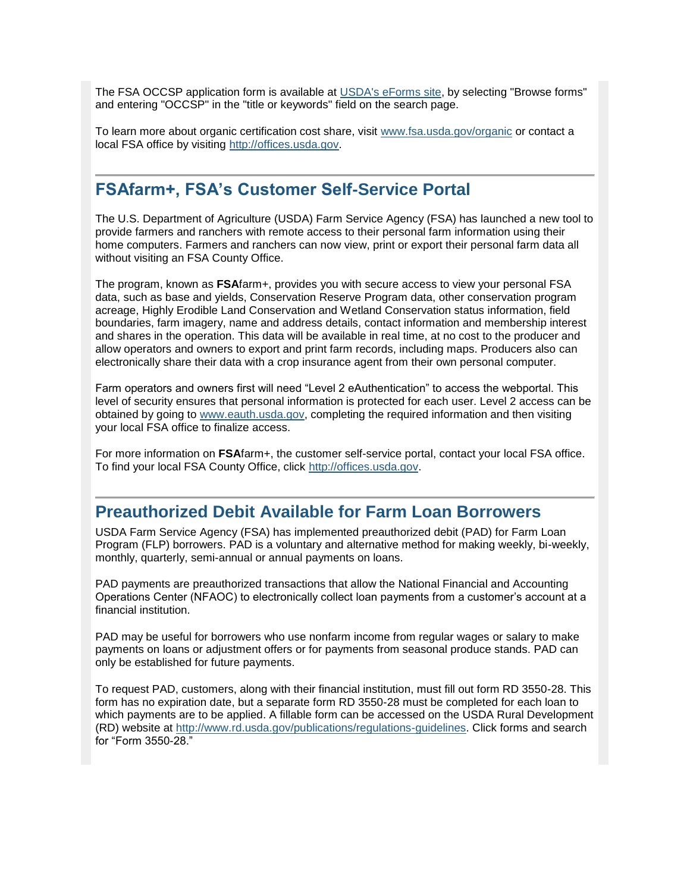The FSA OCCSP application form is available at [USDA's eForms site](USDA's eForms site), by selecting "Browse forms" and entering "OCCSP" in the "title or keywords" field on the search page.

To learn more about organic certification cost share, visit [www.fsa.usda.gov/organic](www.fsa.usda.gov/organic) or contact a local FSA office by visiting [http://offices.usda.gov](http://offices.usda.gov).

## FSAfarm+, FSA's Customer Self-Service Portal

The U.S. Department of Agriculture (USDA) Farm Service Agency (FSA) has launched a new tool to provide farmers and ranchers with remote access to their personal farm information using their home computers. Farmers and ranchers can now view, print or export their personal farm data all without visiting an FSA County Office.

The program, known as **FSA**farm+, provides you with secure access to view your personal FSA data, such as base and yields, Conservation Reserve Program data, other conservation program acreage, Highly Erodible Land Conservation and Wetland Conservation status information, field boundaries, farm imagery, name and address details, contact information and membership interest and shares in the operation. This data will be available in real time, at no cost to the producer and allow operators and owners to export and print farm records, including maps. Producers also can electronically share their data with a crop insurance agent from their own personal computer.

Farm operators and owners first will need "Level 2 eAuthentication" to access the webportal. This level of security ensures that personal information is protected for each user. Level 2 access can be obtained by going to [www.eauth.usda.gov](www.eauth.usda.gov), completing the required information and then visiting your local FSA office to finalize access.

For more information on **FSA**farm+, the customer self-service portal, contact your local FSA office. To find your local FSA County Office, click [http://offices.usda.gov](http://offices.usda.gov).

## Preauthorized Debit Available for Farm Loan Borrowers

USDA Farm Service Agency (FSA) has implemented preauthorized debit (PAD) for Farm Loan Program (FLP) borrowers. PAD is a voluntary and alternative method for making weekly, bi-weekly, monthly, quarterly, semi-annual or annual payments on loans.

PAD payments are preauthorized transactions that allow the National Financial and Accounting Operations Center (NFAOC) to electronically collect loan payments from a customer's account at a financial institution.

PAD may be useful for borrowers who use nonfarm income from regular wages or salary to make payments on loans or adjustment offers or for payments from seasonal produce stands. PAD can only be established for future payments.

To request PAD, customers, along with their financial institution, must fill out form RD 3550-28. This form has no expiration date, but a separate form RD 3550-28 must be completed for each loan to which payments are to be applied. A fillable form can be accessed on the USDA Rural Development (RD) website at [http://www.rd.usda.gov/publications/regulations-guidelines](http://www.rd.usda.gov/publications/regulations-guidelines). Click forms and search for "Form 3550-28."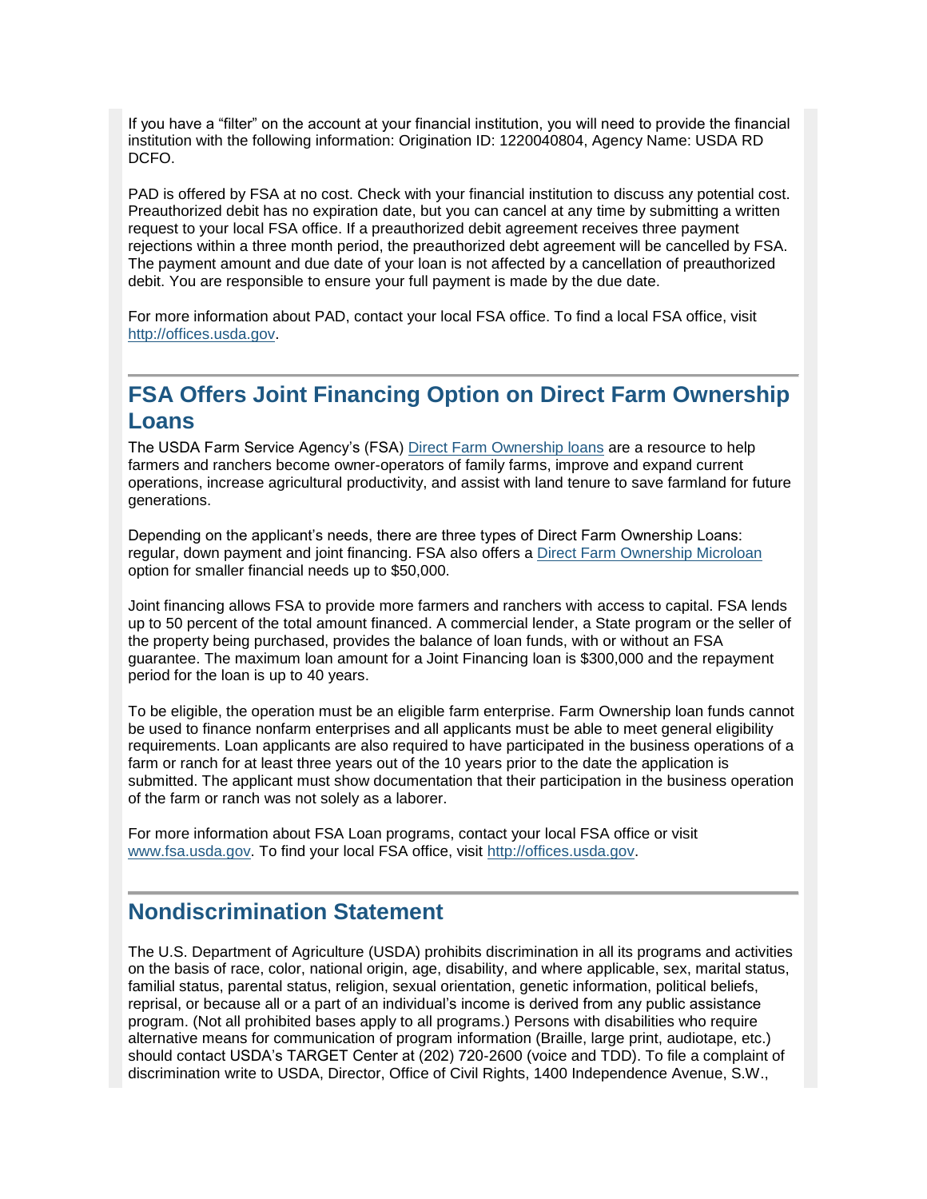If you have a “filter” on the account at your financial institution, you will need to provide the financial institution with the following information: Origination ID: 1220040804, Agency Name: USDA RD DCFO.

PAD is offered by FSA at no cost. Check with your financial institution to discuss any potential cost. Preauthorized debit has no expiration date, but you can cancel at any time by submitting a written request to your local FSA office. If a preauthorized debit agreement receives three payment rejections within a three month period, the preauthorized debt agreement will be cancelled by FSA. The payment amount and due date of your loan is not affected by a cancellation of preauthorized debit. You are responsible to ensure your full payment is made by the due date.

For more information about PAD, contact your local FSA office. To find a local FSA office, visit [http://offices.usda.gov](http://offices.usda.gov).

## FSA Offers Joint Financing Option on Direct Farm Ownership Loans

The USDA Farm Service Agency’s (FSA) [Direct Farm Ownership loans]() are a resource to help farmers and ranchers become owner-operators of family farms, improve and expand current operations, increase agricultural productivity, and assist with land tenure to save farmland for future generations.

Depending on the applicant’s needs, there are three types of Direct Farm Ownership Loans: regular, down payment and joint financing. FSA also offers a [Direct Farm Ownership Microloan]() option for smaller financial needs up to $50,000.

Joint financing allows FSA to provide more farmers and ranchers with access to capital. FSA lends up to 50 percent of the total amount financed. A commercial lender, a State program or the seller of the property being purchased, provides the balance of loan funds, with or without an FSA guarantee. The maximum loan amount for a Joint Financing loan is $300,000 and the repayment period for the loan is up to 40 years.

To be eligible, the operation must be an eligible farm enterprise. Farm Ownership loan funds cannot be used to finance nonfarm enterprises and all applicants must be able to meet general eligibility requirements. Loan applicants are also required to have participated in the business operations of a farm or ranch for at least three years out of the 10 years prior to the date the application is submitted. The applicant must show documentation that their participation in the business operation of the farm or ranch was not solely as a laborer.

For more information about FSA Loan programs, contact your local FSA office or visit [www.fsa.usda.gov](http://www.fsa.usda.gov). To find your local FSA office, visit [http://offices.usda.gov](http://offices.usda.gov).

## Nondiscrimination Statement

The U.S. Department of Agriculture (USDA) prohibits discrimination in all its programs and activities on the basis of race, color, national origin, age, disability, and where applicable, sex, marital status, familial status, parental status, religion, sexual orientation, genetic information, political beliefs, reprisal, or because all or a part of an individual’s income is derived from any public assistance program. (Not all prohibited bases apply to all programs.) Persons with disabilities who require alternative means for communication of program information (Braille, large print, audiotape, etc.) should contact USDA’s TARGET Center at (202) 720-2600 (voice and TDD). To file a complaint of discrimination write to USDA, Director, Office of Civil Rights, 1400 Independence Avenue, S.W.,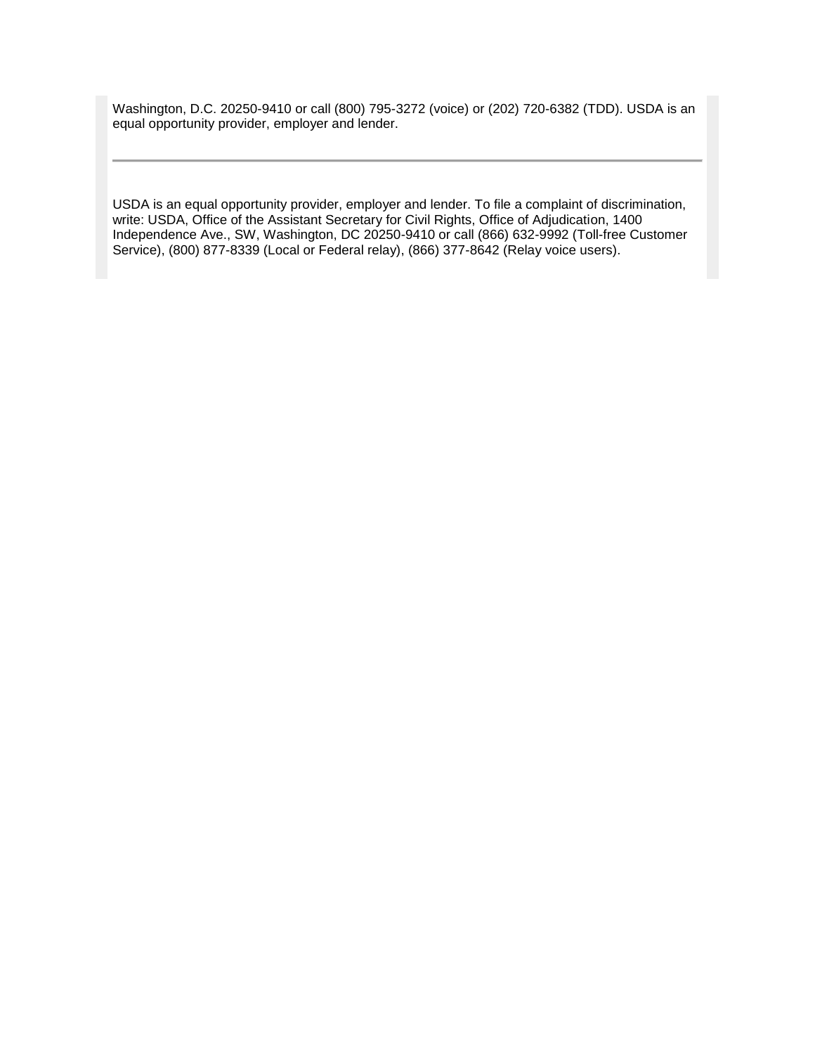Washington, D.C. 20250-9410 or call (800) 795-3272 (voice) or (202) 720-6382 (TDD). USDA is an equal opportunity provider, employer and lender.

---

USDA is an equal opportunity provider, employer and lender. To file a complaint of discrimination, write: USDA, Office of the Assistant Secretary for Civil Rights, Office of Adjudication, 1400 Independence Ave., SW, Washington, DC 20250-9410 or call (866) 632-9992 (Toll-free Customer Service), (800) 877-8339 (Local or Federal relay), (866) 377-8642 (Relay voice users).